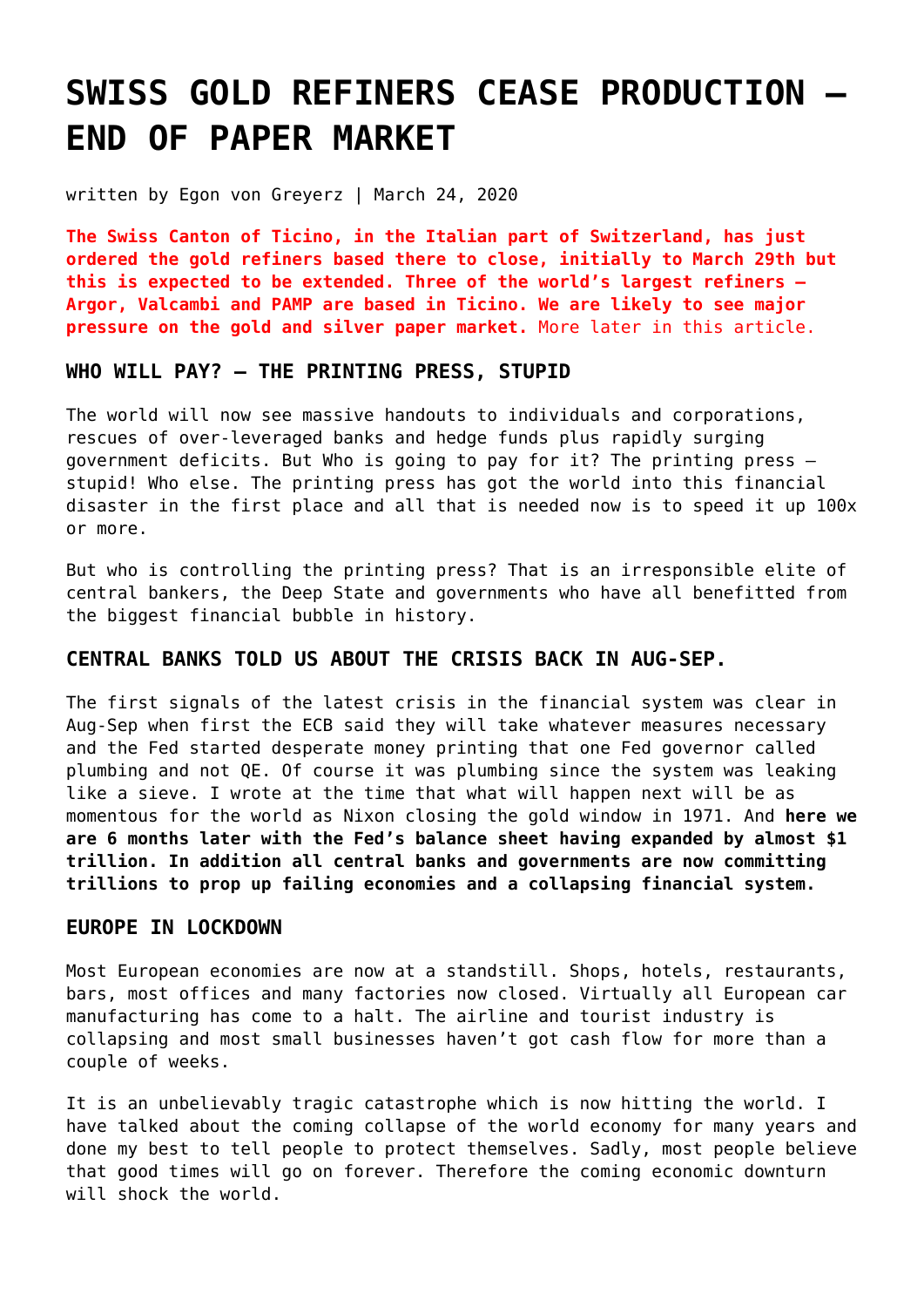# SWISS GOLD REFINERS CEASE PRODUCTION – END OF PAPER MARKET

written by Egon von Greyerz | March 24, 2020

**The Swiss Canton of Ticino, in the Italian part of Switzerland, has just ordered the gold refiners based there to close, initially to March 29th but this is expected to be extended. Three of the world's largest refiners – Argor, Valcambi and PAMP are based in Ticino. We are likely to see major pressure on the gold and silver paper market.** More later in this article.

### WHO WILL PAY? – THE PRINTING PRESS, STUPID

The world will now see massive handouts to individuals and corporations, rescues of over-leveraged banks and hedge funds plus rapidly surging government deficits. But Who is going to pay for it? The printing press – stupid! Who else. The printing press has got the world into this financial disaster in the first place and all that is needed now is to speed it up 100x or more.

But who is controlling the printing press? That is an irresponsible elite of central bankers, the Deep State and governments who have all benefitted from the biggest financial bubble in history.

### CENTRAL BANKS TOLD US ABOUT THE CRISIS BACK IN AUG-SEP.

The first signals of the latest crisis in the financial system was clear in Aug-Sep when first the ECB said they will take whatever measures necessary and the Fed started desperate money printing that one Fed governor called plumbing and not QE. Of course it was plumbing since the system was leaking like a sieve. I wrote at the time that what will happen next will be as momentous for the world as Nixon closing the gold window in 1971. And **here we are 6 months later with the Fed's balance sheet having expanded by almost $1 trillion. In addition all central banks and governments are now committing trillions to prop up failing economies and a collapsing financial system.**

### EUROPE IN LOCKDOWN

Most European economies are now at a standstill. Shops, hotels, restaurants, bars, most offices and many factories now closed. Virtually all European car manufacturing has come to a halt. The airline and tourist industry is collapsing and most small businesses haven't got cash flow for more than a couple of weeks.

It is an unbelievably tragic catastrophe which is now hitting the world. I have talked about the coming collapse of the world economy for many years and done my best to tell people to protect themselves. Sadly, most people believe that good times will go on forever. Therefore the coming economic downturn will shock the world.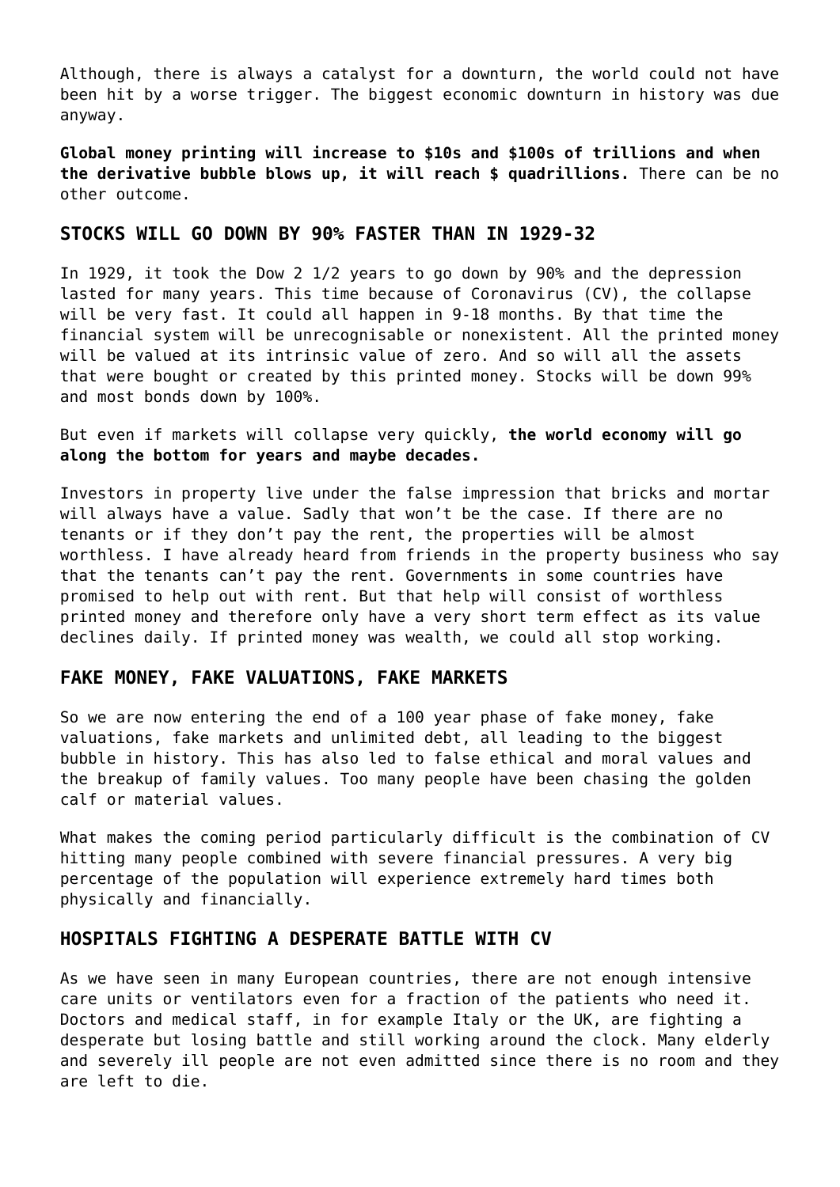Although, there is always a catalyst for a downturn, the world could not have been hit by a worse trigger. The biggest economic downturn in history was due anyway.

**Global money printing will increase to $10s and $100s of trillions and when the derivative bubble blows up, it will reach $ quadrillions.** There can be no other outcome.

## STOCKS WILL GO DOWN BY 90% FASTER THAN IN 1929-32

In 1929, it took the Dow 2 1/2 years to go down by 90% and the depression lasted for many years. This time because of Coronavirus (CV), the collapse will be very fast. It could all happen in 9-18 months. By that time the financial system will be unrecognisable or nonexistent. All the printed money will be valued at its intrinsic value of zero. And so will all the assets that were bought or created by this printed money. Stocks will be down 99% and most bonds down by 100%.

But even if markets will collapse very quickly, **the world economy will go along the bottom for years and maybe decades.**

Investors in property live under the false impression that bricks and mortar will always have a value. Sadly that won't be the case. If there are no tenants or if they don't pay the rent, the properties will be almost worthless. I have already heard from friends in the property business who say that the tenants can't pay the rent. Governments in some countries have promised to help out with rent. But that help will consist of worthless printed money and therefore only have a very short term effect as its value declines daily. If printed money was wealth, we could all stop working.

## FAKE MONEY, FAKE VALUATIONS, FAKE MARKETS

So we are now entering the end of a 100 year phase of fake money, fake valuations, fake markets and unlimited debt, all leading to the biggest bubble in history. This has also led to false ethical and moral values and the breakup of family values. Too many people have been chasing the golden calf or material values.

What makes the coming period particularly difficult is the combination of CV hitting many people combined with severe financial pressures. A very big percentage of the population will experience extremely hard times both physically and financially.

## HOSPITALS FIGHTING A DESPERATE BATTLE WITH CV

As we have seen in many European countries, there are not enough intensive care units or ventilators even for a fraction of the patients who need it. Doctors and medical staff, in for example Italy or the UK, are fighting a desperate but losing battle and still working around the clock. Many elderly and severely ill people are not even admitted since there is no room and they are left to die.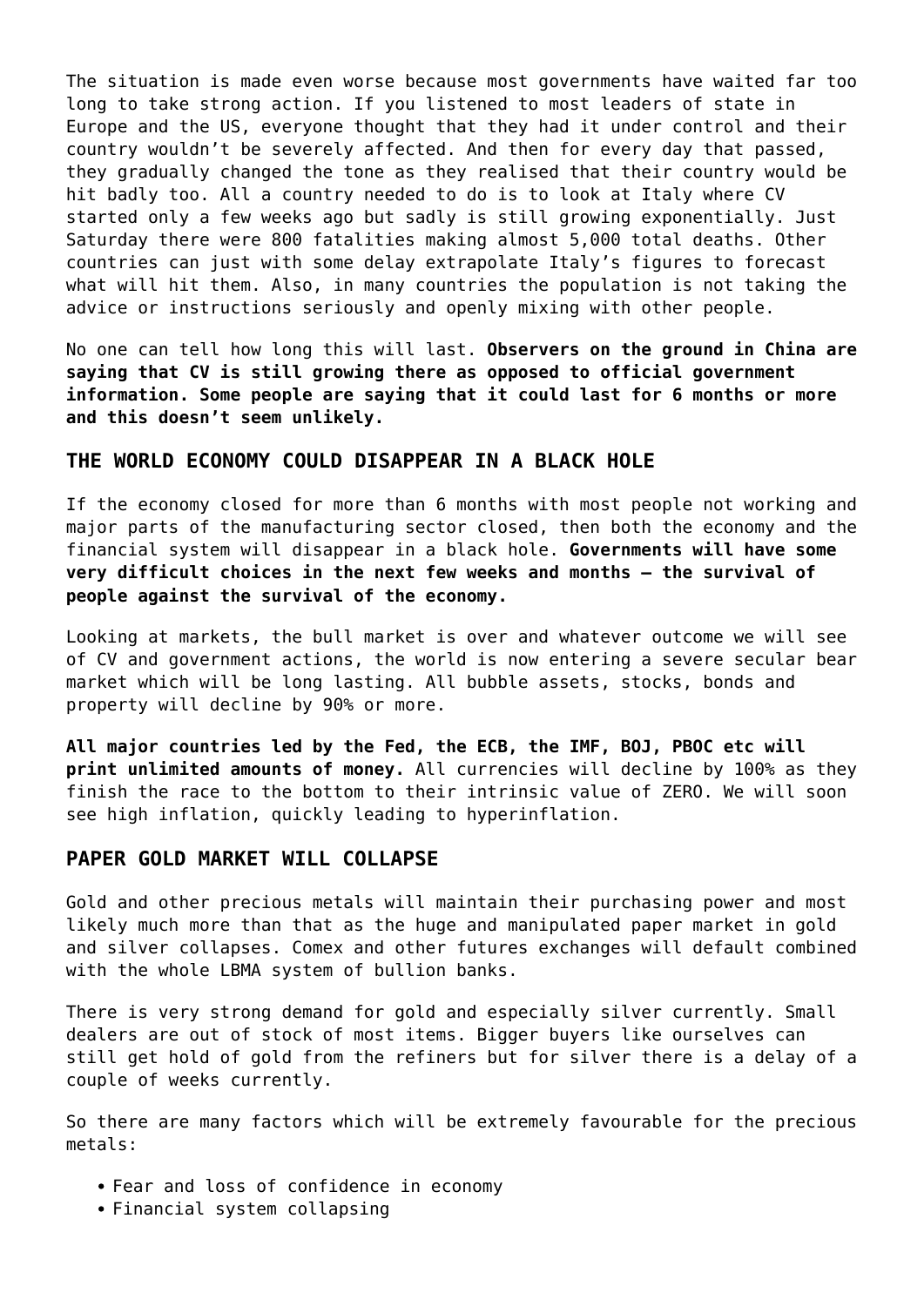The situation is made even worse because most governments have waited far too long to take strong action. If you listened to most leaders of state in Europe and the US, everyone thought that they had it under control and their country wouldn't be severely affected. And then for every day that passed, they gradually changed the tone as they realised that their country would be hit badly too. All a country needed to do is to look at Italy where CV started only a few weeks ago but sadly is still growing exponentially. Just Saturday there were 800 fatalities making almost 5,000 total deaths. Other countries can just with some delay extrapolate Italy's figures to forecast what will hit them. Also, in many countries the population is not taking the advice or instructions seriously and openly mixing with other people.

No one can tell how long this will last. **Observers on the ground in China are saying that CV is still growing there as opposed to official government information. Some people are saying that it could last for 6 months or more and this doesn't seem unlikely.**

### THE WORLD ECONOMY COULD DISAPPEAR IN A BLACK HOLE

If the economy closed for more than 6 months with most people not working and major parts of the manufacturing sector closed, then both the economy and the financial system will disappear in a black hole. **Governments will have some very difficult choices in the next few weeks and months – the survival of people against the survival of the economy.**

Looking at markets, the bull market is over and whatever outcome we will see of CV and government actions, the world is now entering a severe secular bear market which will be long lasting. All bubble assets, stocks, bonds and property will decline by 90% or more.

**All major countries led by the Fed, the ECB, the IMF, BOJ, PBOC etc will print unlimited amounts of money.** All currencies will decline by 100% as they finish the race to the bottom to their intrinsic value of ZERO. We will soon see high inflation, quickly leading to hyperinflation.

### PAPER GOLD MARKET WILL COLLAPSE

Gold and other precious metals will maintain their purchasing power and most likely much more than that as the huge and manipulated paper market in gold and silver collapses. Comex and other futures exchanges will default combined with the whole LBMA system of bullion banks.

There is very strong demand for gold and especially silver currently. Small dealers are out of stock of most items. Bigger buyers like ourselves can still get hold of gold from the refiners but for silver there is a delay of a couple of weeks currently.

So there are many factors which will be extremely favourable for the precious metals:

- Fear and loss of confidence in economy
- Financial system collapsing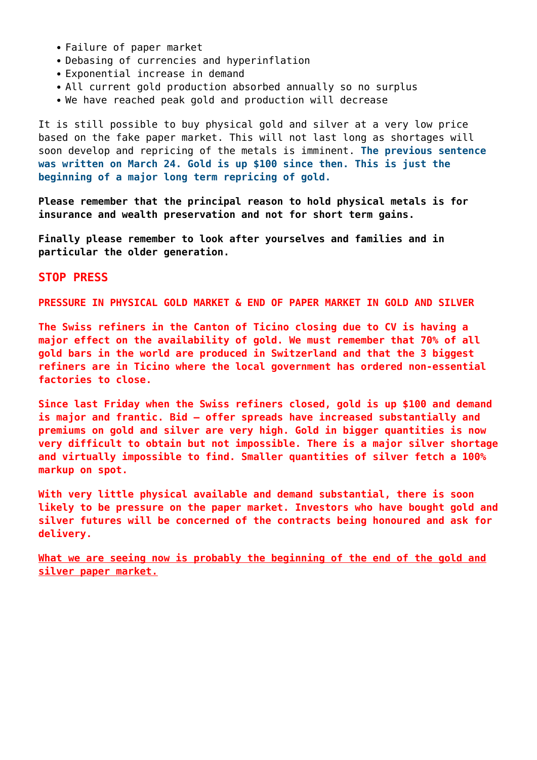- Failure of paper market
- Debasing of currencies and hyperinflation
- Exponential increase in demand
- All current gold production absorbed annually so no surplus
- We have reached peak gold and production will decrease

It is still possible to buy physical gold and silver at a very low price based on the fake paper market. This will not last long as shortages will soon develop and repricing of the metals is imminent. **The previous sentence was written on March 24. Gold is up $100 since then. This is just the beginning of a major long term repricing of gold.**

**Please remember that the principal reason to hold physical metals is for insurance and wealth preservation and not for short term gains.**

**Finally please remember to look after yourselves and families and in particular the older generation.**

## STOP PRESS

**PRESSURE IN PHYSICAL GOLD MARKET & END OF PAPER MARKET IN GOLD AND SILVER**

**The Swiss refiners in the Canton of Ticino closing due to CV is having a major effect on the availability of gold. We must remember that 70% of all gold bars in the world are produced in Switzerland and that the 3 biggest refiners are in Ticino where the local government has ordered non-essential factories to close.**

**Since last Friday when the Swiss refiners closed, gold is up $100 and demand is major and frantic. Bid – offer spreads have increased substantially and premiums on gold and silver are very high. Gold in bigger quantities is now very difficult to obtain but not impossible. There is a major silver shortage and virtually impossible to find. Smaller quantities of silver fetch a 100% markup on spot.**

**With very little physical available and demand substantial, there is soon likely to be pressure on the paper market. Investors who have bought gold and silver futures will be concerned of the contracts being honoured and ask for delivery.**

<u>**What we are seeing now is probably the beginning of the end of the gold and silver paper market.**</u>